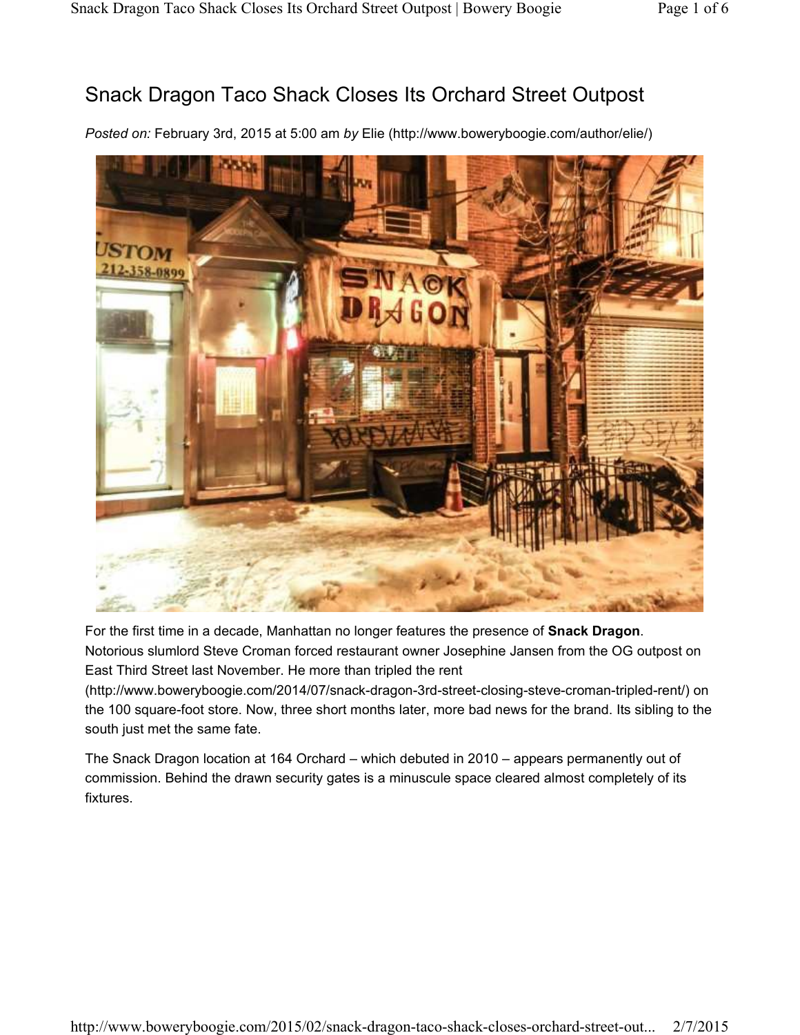# Snack Dragon Taco Shack Closes Its Orchard Street Outpost

*Posted on:* February 3rd, 2015 at 5:00 am *by* Elie (http://www.boweryboogie.com/author/elie/)

For the first time in a decade, Manhattan no longer features the presence of **Snack Dragon**. Notorious slumlord Steve Croman forced restaurant owner Josephine Jansen from the OG outpost on East Third Street last November. He more than tripled the rent (http://www.boweryboogie.com/2014/07/snack-dragon-3rd-street-closing-steve-croman-tripled-rent/) on the 100 square-foot store. Now, three short months later, more bad news for the brand. Its sibling to the south just met the same fate.

The Snack Dragon location at 164 Orchard – which debuted in 2010 – appears permanently out of commission. Behind the drawn security gates is a minuscule space cleared almost completely of its fixtures.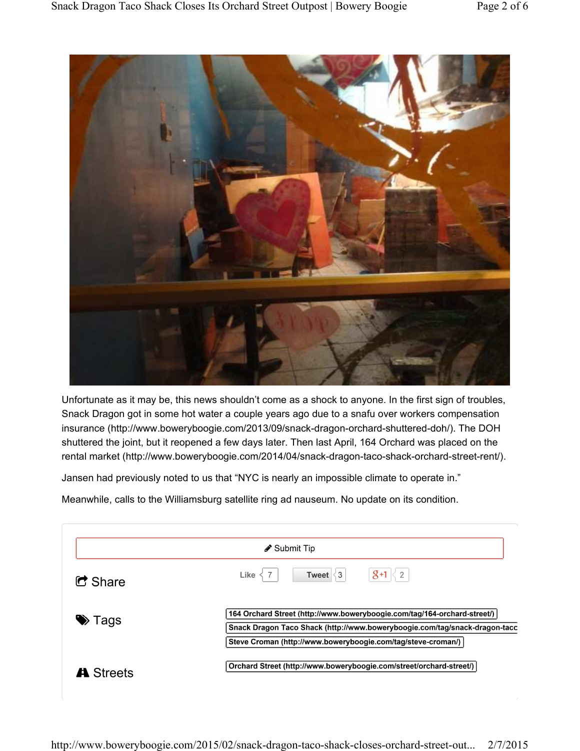Unfortunate as it may be, this news shouldn't come as a shock to anyone. In the first sign of troubles, Snack Dragon got in some hot water a couple years ago due to a snafu over workers compensation insurance (http://www.boweryboogie.com/2013/09/snack-dragon-orchard-shuttered-doh/). The DOH shuttered the joint, but it reopened a few days later. Then last April, 164 Orchard was placed on the rental market (http://www.boweryboogie.com/2014/04/snack-dragon-taco-shack-orchard-street-rent/).

Jansen had previously noted to us that "NYC is nearly an impossible climate to operate in."

Meanwhile, calls to the Williamsburg satellite ring ad nauseum. No update on its condition.

Submit Tip

Share

Like 7 Tweet 3 g+1 2

Tags

164 Orchard Street (http://www.boweryboogie.com/tag/164-orchard-street/)

Snack Dragon Taco Shack (http://www.boweryboogie.com/tag/snack-dragon-taco

Steve Croman (http://www.boweryboogie.com/tag/steve-croman/)

Streets

Orchard Street (http://www.boweryboogie.com/street/orchard-street/)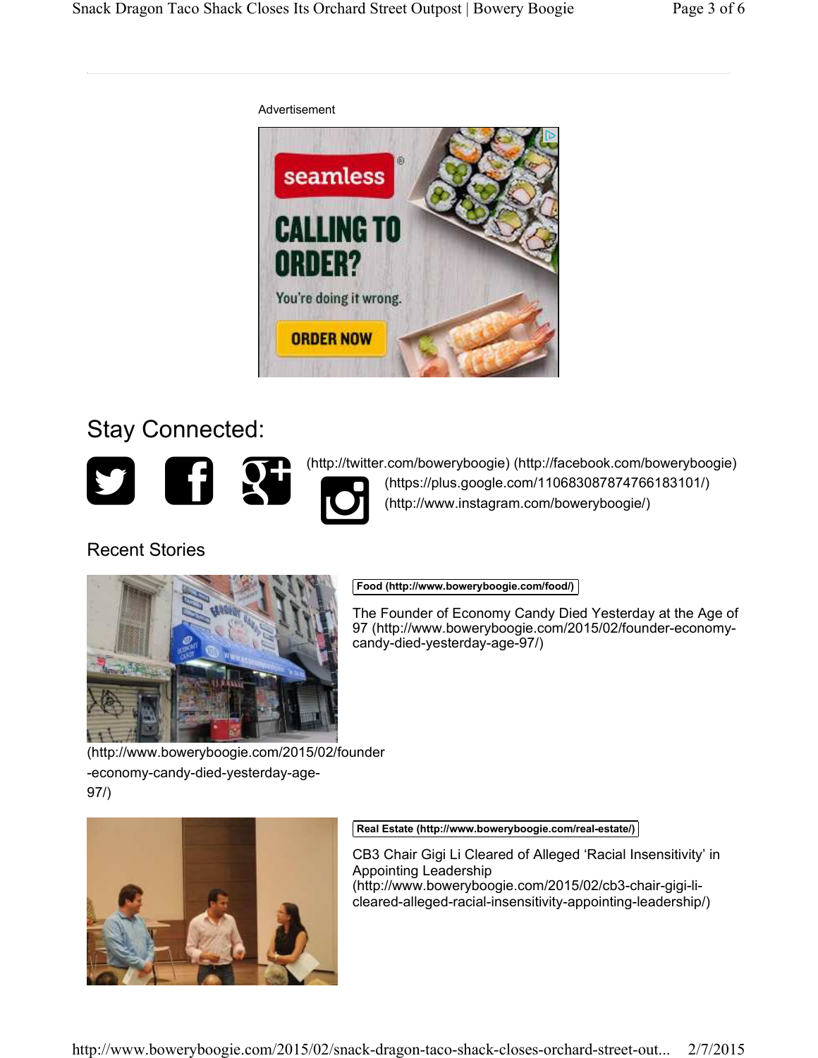Advertisement

## Stay Connected:

(http://twitter.com/boweryboogie) (http://facebook.com/boweryboogie) (https://plus.google.com/110683087874766183101/) (http://www.instagram.com/boweryboogie/)

### Recent Stories

(http://www.boweryboogie.com/2015/02/founder-economy-candy-died-yesterday-age-97/)

**Food (http://www.boweryboogie.com/food/)**

The Founder of Economy Candy Died Yesterday at the Age of 97 (http://www.boweryboogie.com/2015/02/founder-economy-candy-died-yesterday-age-97/)

**Real Estate (http://www.boweryboogie.com/real-estate/)**

CB3 Chair Gigi Li Cleared of Alleged 'Racial Insensitivity' in Appointing Leadership (http://www.boweryboogie.com/2015/02/cb3-chair-gigi-li-cleared-alleged-racial-insensitivity-appointing-leadership/)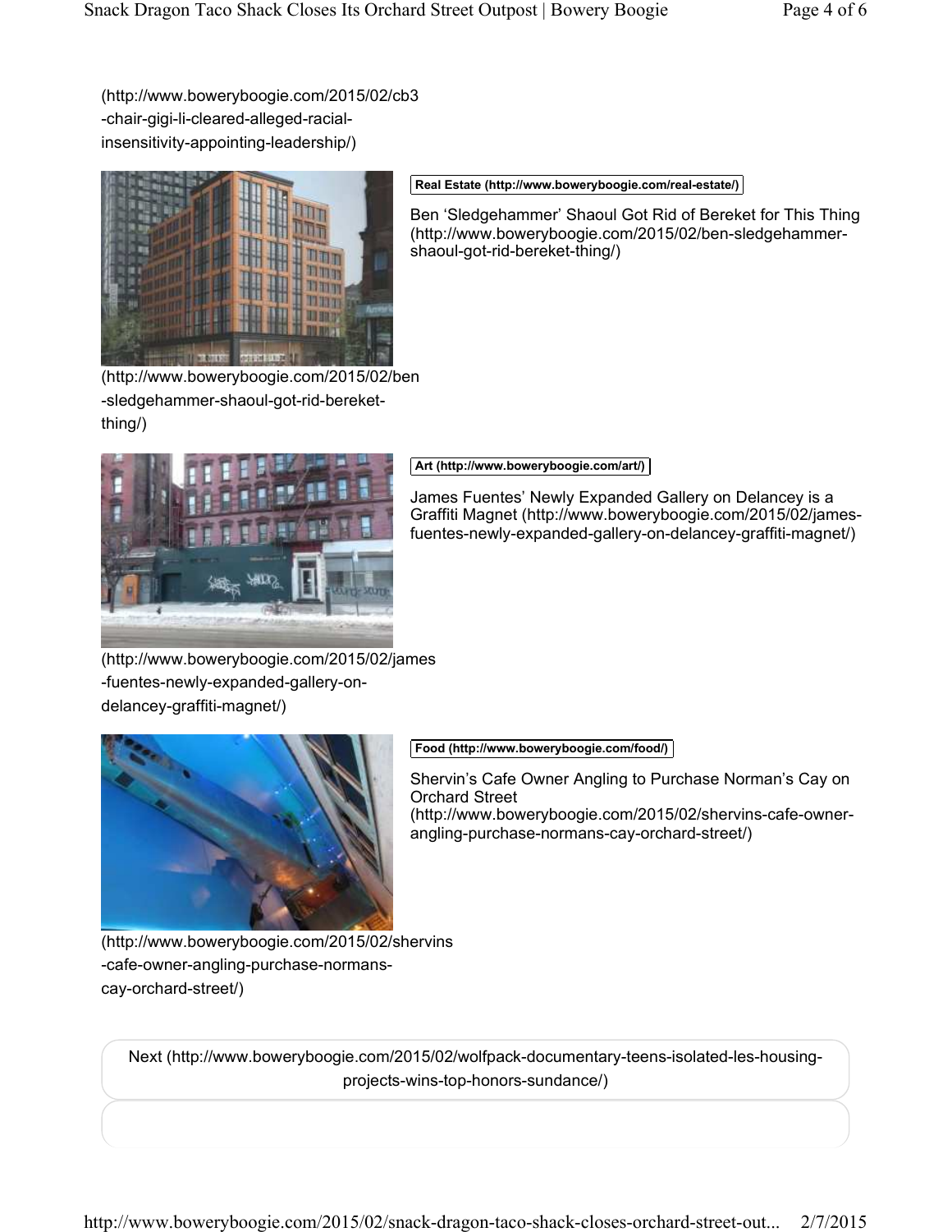(http://www.boweryboogie.com/2015/02/cb3-chair-gigi-li-cleared-alleged-racial-insensitivity-appointing-leadership/)

(http://www.boweryboogie.com/2015/02/ben-sledgehammer-shaoul-got-rid-bereket-thing/)

Real Estate (http://www.boweryboogie.com/real-estate/)

Ben 'Sledgehammer' Shaoul Got Rid of Bereket for This Thing (http://www.boweryboogie.com/2015/02/ben-sledgehammer-shaoul-got-rid-bereket-thing/)

(http://www.boweryboogie.com/2015/02/james-fuentes-newly-expanded-gallery-on-delancey-graffiti-magnet/)

Art (http://www.boweryboogie.com/art/)

James Fuentes' Newly Expanded Gallery on Delancey is a Graffiti Magnet (http://www.boweryboogie.com/2015/02/james-fuentes-newly-expanded-gallery-on-delancey-graffiti-magnet/)

(http://www.boweryboogie.com/2015/02/shervins-cafe-owner-angling-purchase-normans-cay-orchard-street/)

Food (http://www.boweryboogie.com/food/)

Shervin's Cafe Owner Angling to Purchase Norman's Cay on Orchard Street (http://www.boweryboogie.com/2015/02/shervins-cafe-owner-angling-purchase-normans-cay-orchard-street/)

Next (http://www.boweryboogie.com/2015/02/wolfpack-documentary-teens-isolated-les-housing-projects-wins-top-honors-sundance/)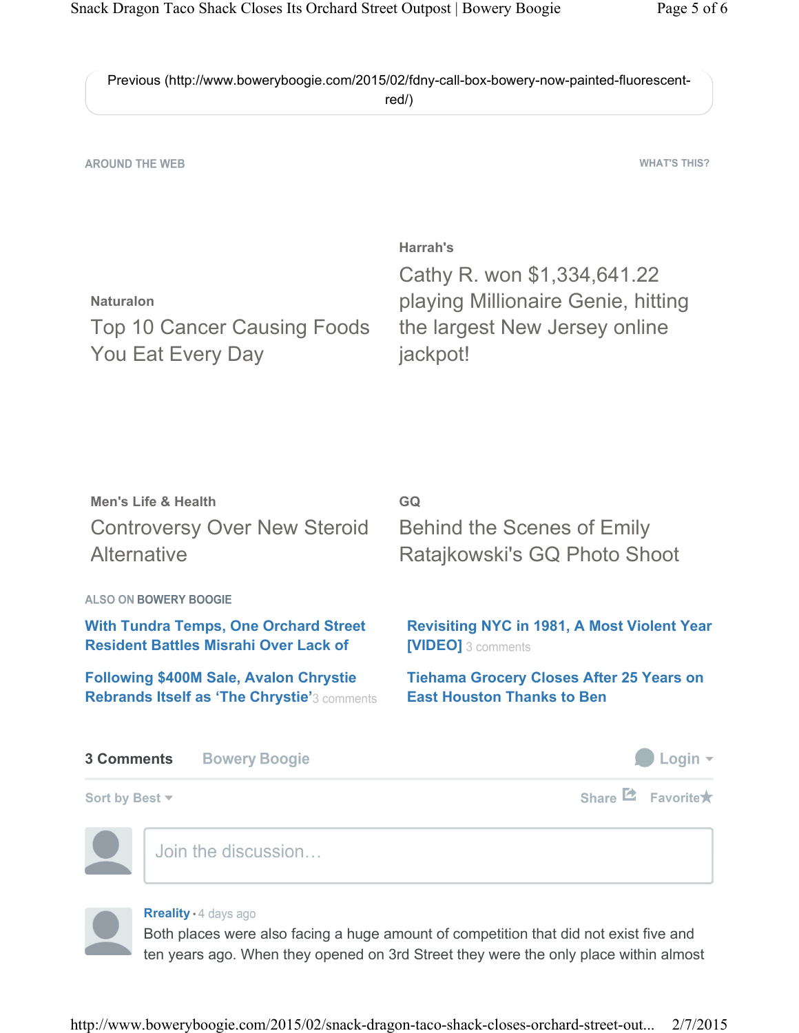Previous (http://www.boweryboogie.com/2015/02/fdny-call-box-bowery-now-painted-fluorescent-red/)

AROUND THE WEB

WHAT'S THIS?

Naturalon

Top 10 Cancer Causing Foods You Eat Every Day

Harrah's

Cathy R. won $1,334,641.22 playing Millionaire Genie, hitting the largest New Jersey online jackpot!

Men's Life & Health

Controversy Over New Steroid Alternative

GQ

Behind the Scenes of Emily Ratajkowski's GQ Photo Shoot

ALSO ON **BOWERY BOOGIE**

**With Tundra Temps, One Orchard Street Resident Battles Misrahi Over Lack of**

**Following $400M Sale, Avalon Chrystie Rebrands Itself as 'The Chrystie'** 3 comments

**Revisiting NYC in 1981, A Most Violent Year [VIDEO]** 3 comments

**Tiehama Grocery Closes After 25 Years on East Houston Thanks to Ben**

**3 Comments** Bowery Boogie

Login

Sort by Best

Share Favorite

Join the discussion…

**Rreality** • 4 days ago

Both places were also facing a huge amount of competition that did not exist five and ten years ago. When they opened on 3rd Street they were the only place within almost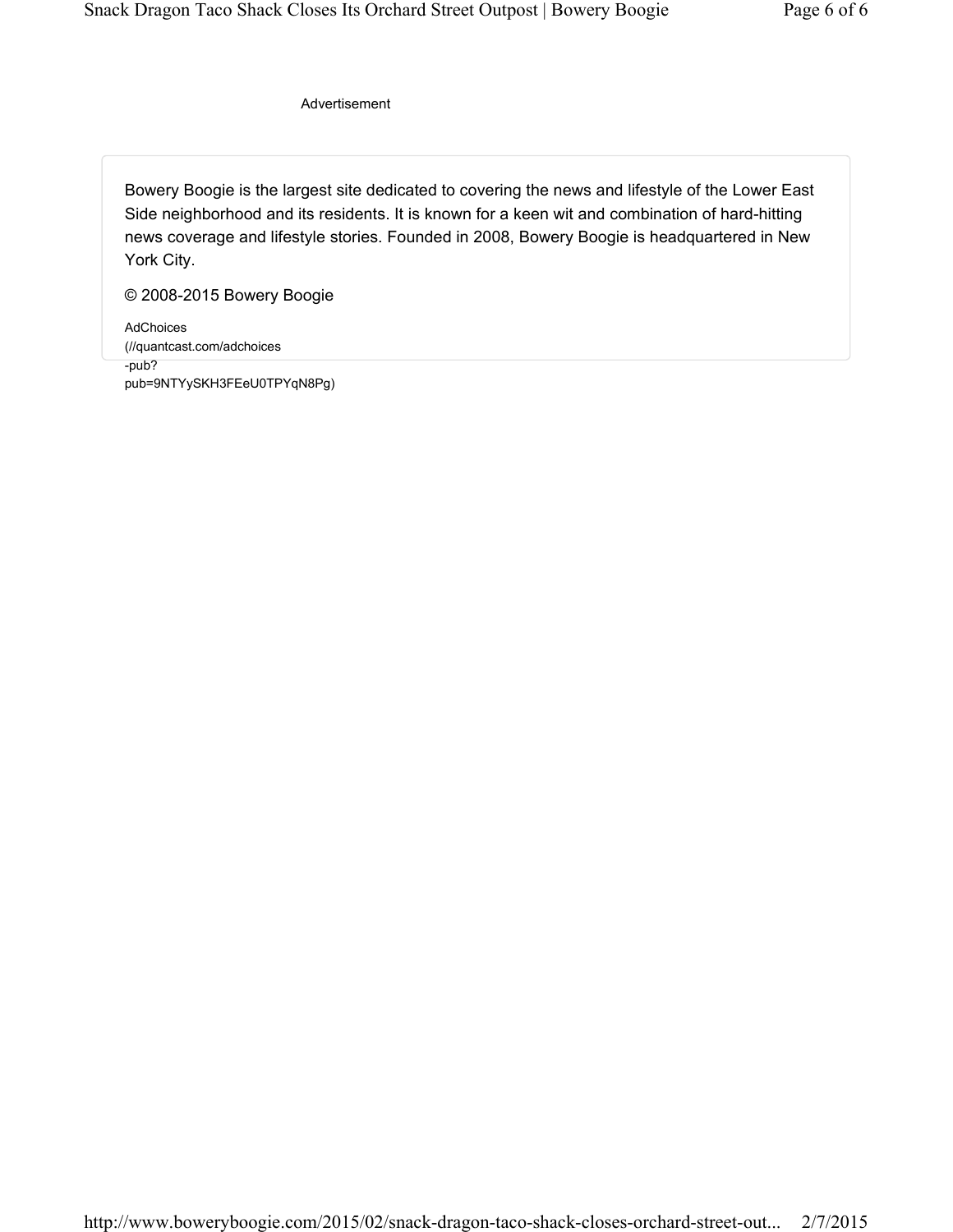Advertisement

Bowery Boogie is the largest site dedicated to covering the news and lifestyle of the Lower East Side neighborhood and its residents. It is known for a keen wit and combination of hard-hitting news coverage and lifestyle stories. Founded in 2008, Bowery Boogie is headquartered in New York City.

© 2008-2015 Bowery Boogie

AdChoices
(//quantcast.com/adchoices-pub?pub=9NTYySKH3FEeU0TPYqN8Pg)